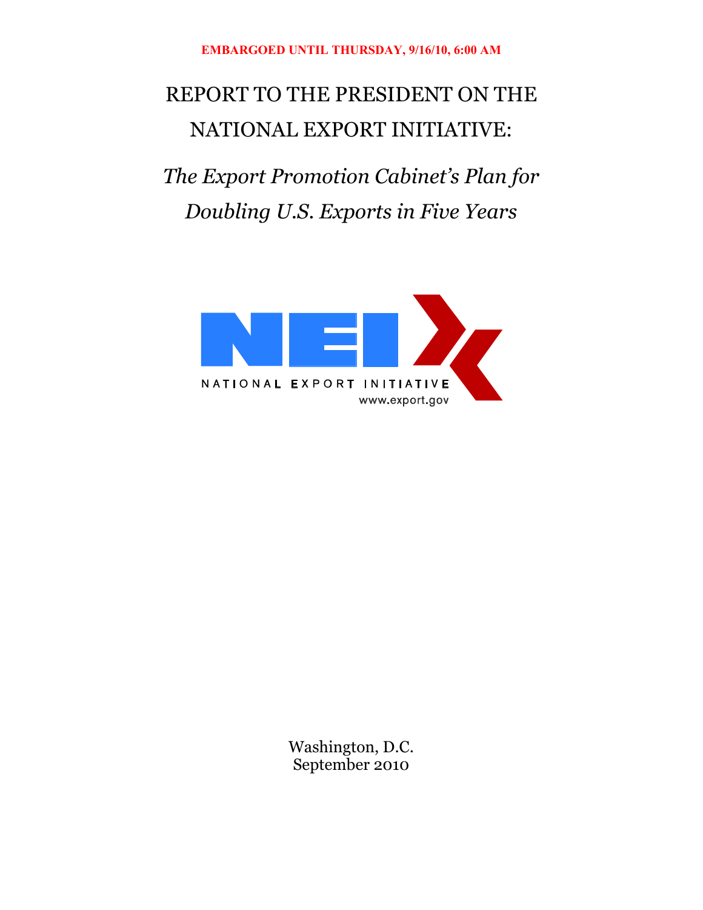**EMBARGOED UNTIL THURSDAY, 9/16/10, 6:00 AM**

# REPORT TO THE PRESIDENT ON THE NATIONAL EXPORT INITIATIVE:

## *The Export Promotion Cabinet's Plan for Doubling U.S. Exports in Five Years*

NEI

NATIONAL EXPORT INITIATIVE

www.export.gov

Washington, D.C.
September 2010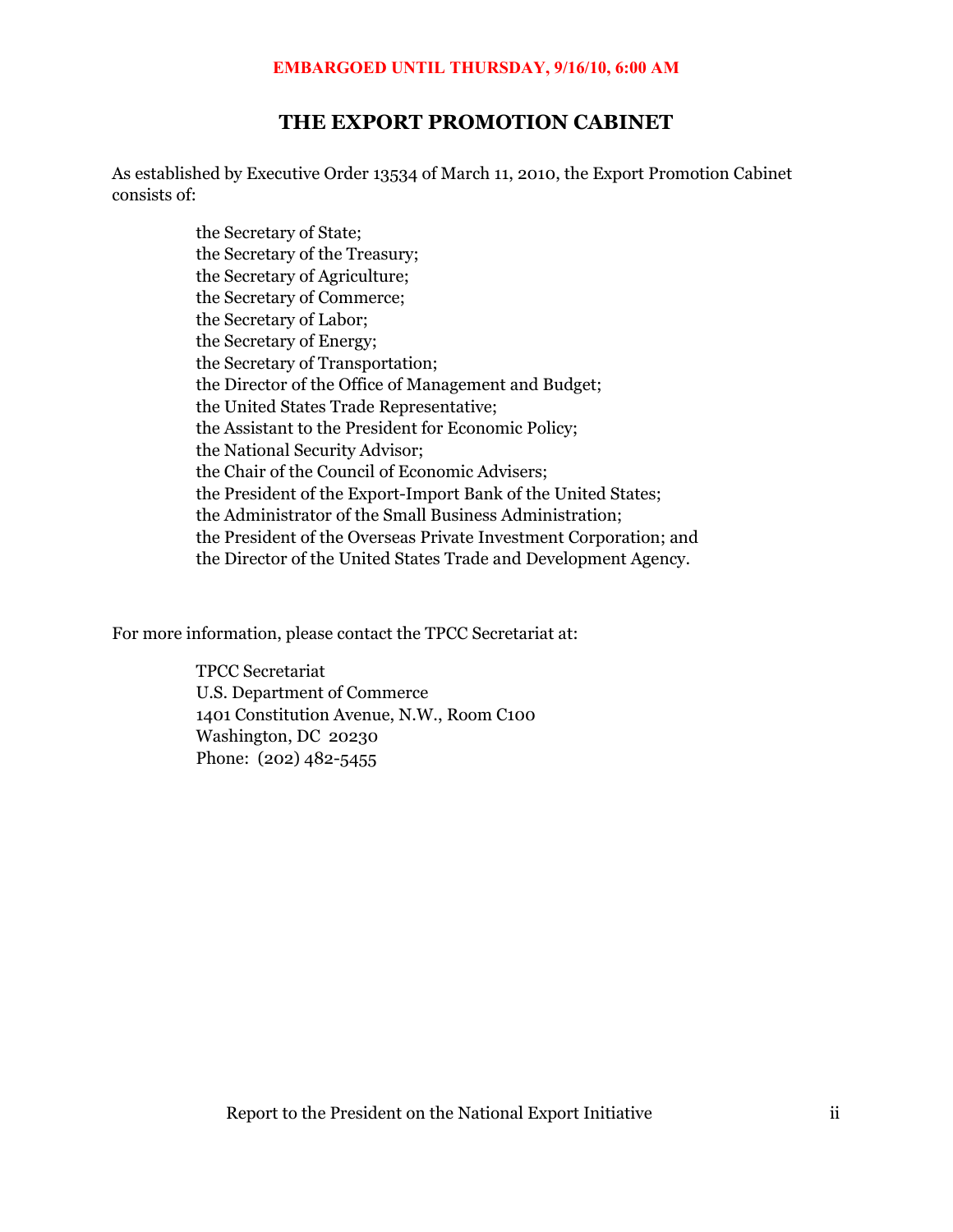EMBARGOED UNTIL THURSDAY, 9/16/10, 6:00 AM

# THE EXPORT PROMOTION CABINET

As established by Executive Order 13534 of March 11, 2010, the Export Promotion Cabinet consists of:

the Secretary of State;
the Secretary of the Treasury;
the Secretary of Agriculture;
the Secretary of Commerce;
the Secretary of Labor;
the Secretary of Energy;
the Secretary of Transportation;
the Director of the Office of Management and Budget;
the United States Trade Representative;
the Assistant to the President for Economic Policy;
the National Security Advisor;
the Chair of the Council of Economic Advisers;
the President of the Export-Import Bank of the United States;
the Administrator of the Small Business Administration;
the President of the Overseas Private Investment Corporation; and
the Director of the United States Trade and Development Agency.

For more information, please contact the TPCC Secretariat at:

TPCC Secretariat
U.S. Department of Commerce
1401 Constitution Avenue, N.W., Room C100
Washington, DC 20230
Phone: (202) 482-5455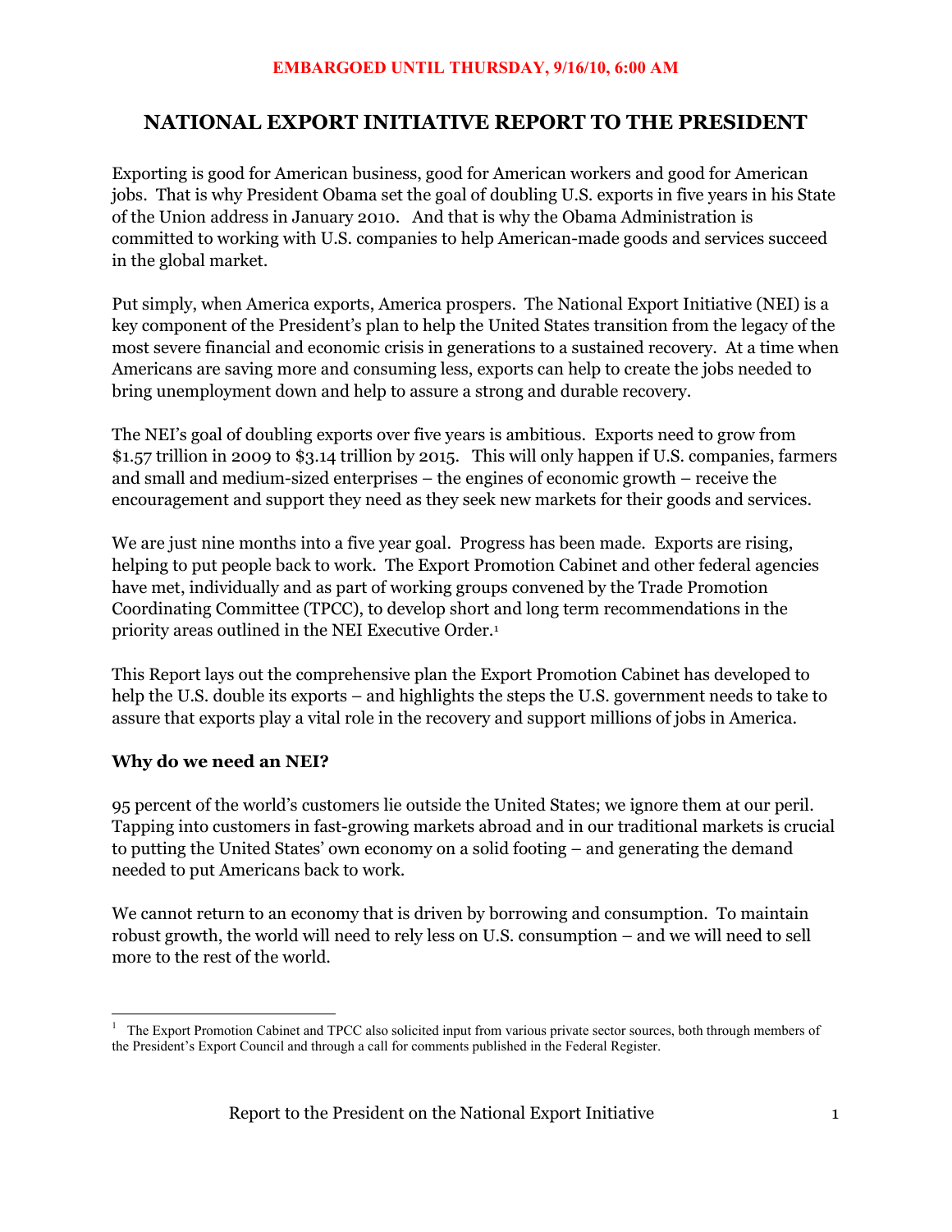**EMBARGOED UNTIL THURSDAY, 9/16/10, 6:00 AM**

# NATIONAL EXPORT INITIATIVE REPORT TO THE PRESIDENT

Exporting is good for American business, good for American workers and good for American jobs. That is why President Obama set the goal of doubling U.S. exports in five years in his State of the Union address in January 2010. And that is why the Obama Administration is committed to working with U.S. companies to help American-made goods and services succeed in the global market.

Put simply, when America exports, America prospers. The National Export Initiative (NEI) is a key component of the President's plan to help the United States transition from the legacy of the most severe financial and economic crisis in generations to a sustained recovery. At a time when Americans are saving more and consuming less, exports can help to create the jobs needed to bring unemployment down and help to assure a strong and durable recovery.

The NEI's goal of doubling exports over five years is ambitious. Exports need to grow from $1.57 trillion in 2009 to $3.14 trillion by 2015. This will only happen if U.S. companies, farmers and small and medium-sized enterprises – the engines of economic growth – receive the encouragement and support they need as they seek new markets for their goods and services.

We are just nine months into a five year goal. Progress has been made. Exports are rising, helping to put people back to work. The Export Promotion Cabinet and other federal agencies have met, individually and as part of working groups convened by the Trade Promotion Coordinating Committee (TPCC), to develop short and long term recommendations in the priority areas outlined in the NEI Executive Order.[1]

This Report lays out the comprehensive plan the Export Promotion Cabinet has developed to help the U.S. double its exports – and highlights the steps the U.S. government needs to take to assure that exports play a vital role in the recovery and support millions of jobs in America.

### Why do we need an NEI?

95 percent of the world's customers lie outside the United States; we ignore them at our peril. Tapping into customers in fast-growing markets abroad and in our traditional markets is crucial to putting the United States' own economy on a solid footing – and generating the demand needed to put Americans back to work.

We cannot return to an economy that is driven by borrowing and consumption. To maintain robust growth, the world will need to rely less on U.S. consumption – and we will need to sell more to the rest of the world.

---

[1] The Export Promotion Cabinet and TPCC also solicited input from various private sector sources, both through members of the President's Export Council and through a call for comments published in the Federal Register.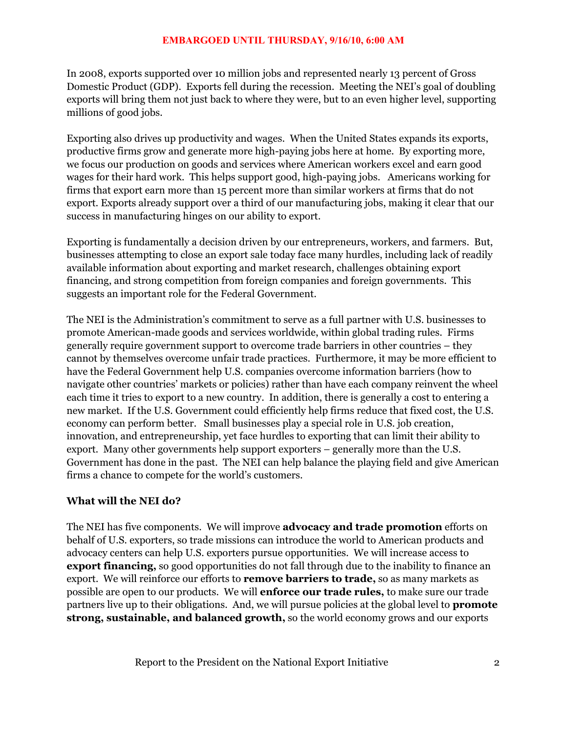In 2008, exports supported over 10 million jobs and represented nearly 13 percent of Gross Domestic Product (GDP). Exports fell during the recession. Meeting the NEI's goal of doubling exports will bring them not just back to where they were, but to an even higher level, supporting millions of good jobs.

Exporting also drives up productivity and wages. When the United States expands its exports, productive firms grow and generate more high-paying jobs here at home. By exporting more, we focus our production on goods and services where American workers excel and earn good wages for their hard work. This helps support good, high-paying jobs. Americans working for firms that export earn more than 15 percent more than similar workers at firms that do not export. Exports already support over a third of our manufacturing jobs, making it clear that our success in manufacturing hinges on our ability to export.

Exporting is fundamentally a decision driven by our entrepreneurs, workers, and farmers. But, businesses attempting to close an export sale today face many hurdles, including lack of readily available information about exporting and market research, challenges obtaining export financing, and strong competition from foreign companies and foreign governments. This suggests an important role for the Federal Government.

The NEI is the Administration's commitment to serve as a full partner with U.S. businesses to promote American-made goods and services worldwide, within global trading rules. Firms generally require government support to overcome trade barriers in other countries – they cannot by themselves overcome unfair trade practices. Furthermore, it may be more efficient to have the Federal Government help U.S. companies overcome information barriers (how to navigate other countries' markets or policies) rather than have each company reinvent the wheel each time it tries to export to a new country. In addition, there is generally a cost to entering a new market. If the U.S. Government could efficiently help firms reduce that fixed cost, the U.S. economy can perform better. Small businesses play a special role in U.S. job creation, innovation, and entrepreneurship, yet face hurdles to exporting that can limit their ability to export. Many other governments help support exporters – generally more than the U.S. Government has done in the past. The NEI can help balance the playing field and give American firms a chance to compete for the world's customers.

### What will the NEI do?

The NEI has five components. We will improve **advocacy and trade promotion** efforts on behalf of U.S. exporters, so trade missions can introduce the world to American products and advocacy centers can help U.S. exporters pursue opportunities. We will increase access to **export financing,** so good opportunities do not fall through due to the inability to finance an export. We will reinforce our efforts to **remove barriers to trade,** so as many markets as possible are open to our products. We will **enforce our trade rules,** to make sure our trade partners live up to their obligations. And, we will pursue policies at the global level to **promote strong, sustainable, and balanced growth,** so the world economy grows and our exports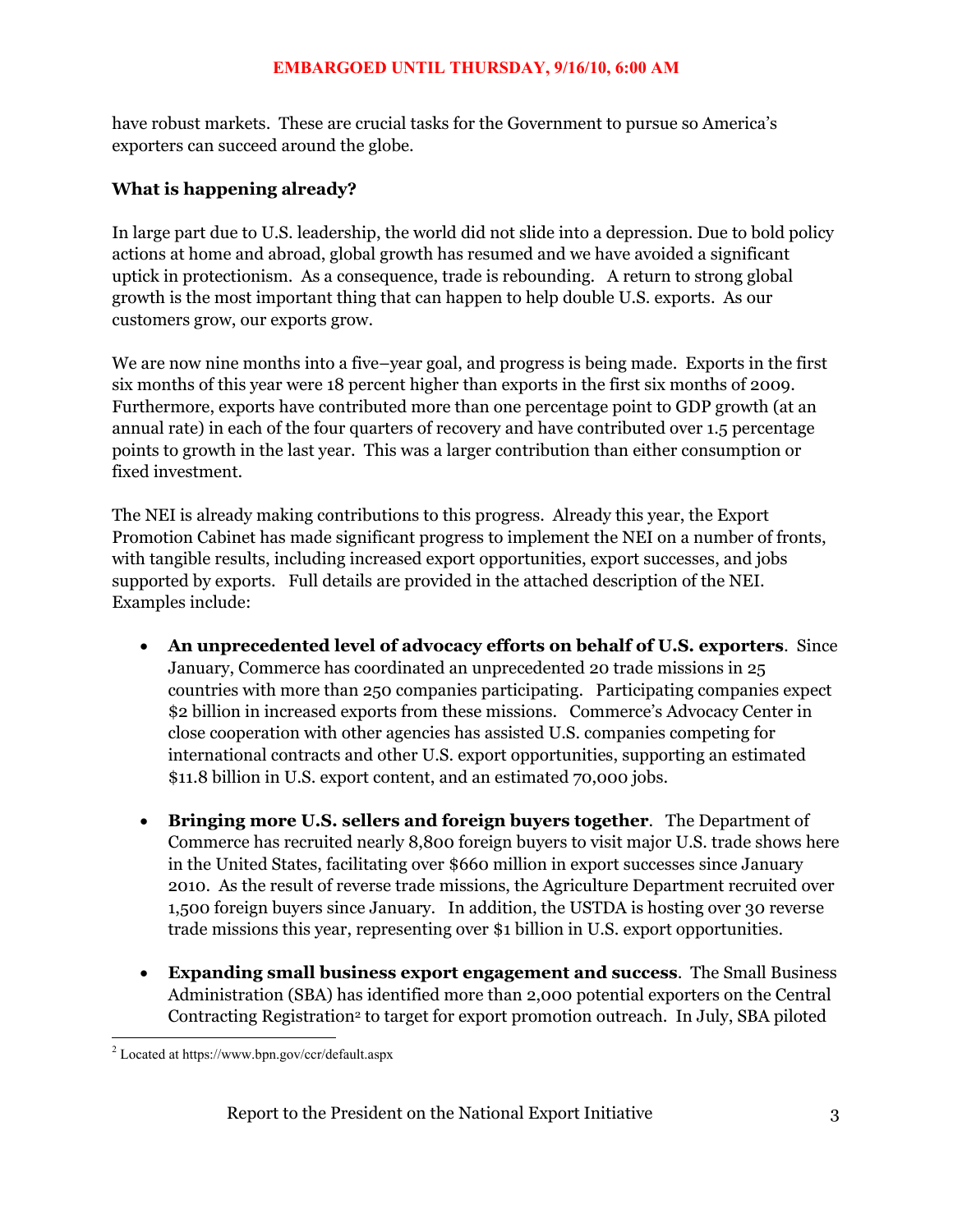have robust markets. These are crucial tasks for the Government to pursue so America's exporters can succeed around the globe.

### What is happening already?

In large part due to U.S. leadership, the world did not slide into a depression. Due to bold policy actions at home and abroad, global growth has resumed and we have avoided a significant uptick in protectionism. As a consequence, trade is rebounding. A return to strong global growth is the most important thing that can happen to help double U.S. exports. As our customers grow, our exports grow.

We are now nine months into a five–year goal, and progress is being made. Exports in the first six months of this year were 18 percent higher than exports in the first six months of 2009. Furthermore, exports have contributed more than one percentage point to GDP growth (at an annual rate) in each of the four quarters of recovery and have contributed over 1.5 percentage points to growth in the last year. This was a larger contribution than either consumption or fixed investment.

The NEI is already making contributions to this progress. Already this year, the Export Promotion Cabinet has made significant progress to implement the NEI on a number of fronts, with tangible results, including increased export opportunities, export successes, and jobs supported by exports. Full details are provided in the attached description of the NEI. Examples include:

- **An unprecedented level of advocacy efforts on behalf of U.S. exporters**. Since January, Commerce has coordinated an unprecedented 20 trade missions in 25 countries with more than 250 companies participating. Participating companies expect $2 billion in increased exports from these missions. Commerce's Advocacy Center in close cooperation with other agencies has assisted U.S. companies competing for international contracts and other U.S. export opportunities, supporting an estimated $11.8 billion in U.S. export content, and an estimated 70,000 jobs.
- **Bringing more U.S. sellers and foreign buyers together**. The Department of Commerce has recruited nearly 8,800 foreign buyers to visit major U.S. trade shows here in the United States, facilitating over $660 million in export successes since January 2010. As the result of reverse trade missions, the Agriculture Department recruited over 1,500 foreign buyers since January. In addition, the USTDA is hosting over 30 reverse trade missions this year, representing over $1 billion in U.S. export opportunities.
- **Expanding small business export engagement and success**. The Small Business Administration (SBA) has identified more than 2,000 potential exporters on the Central Contracting Registration[2] to target for export promotion outreach. In July, SBA piloted

[2] Located at https://www.bpn.gov/ccr/default.aspx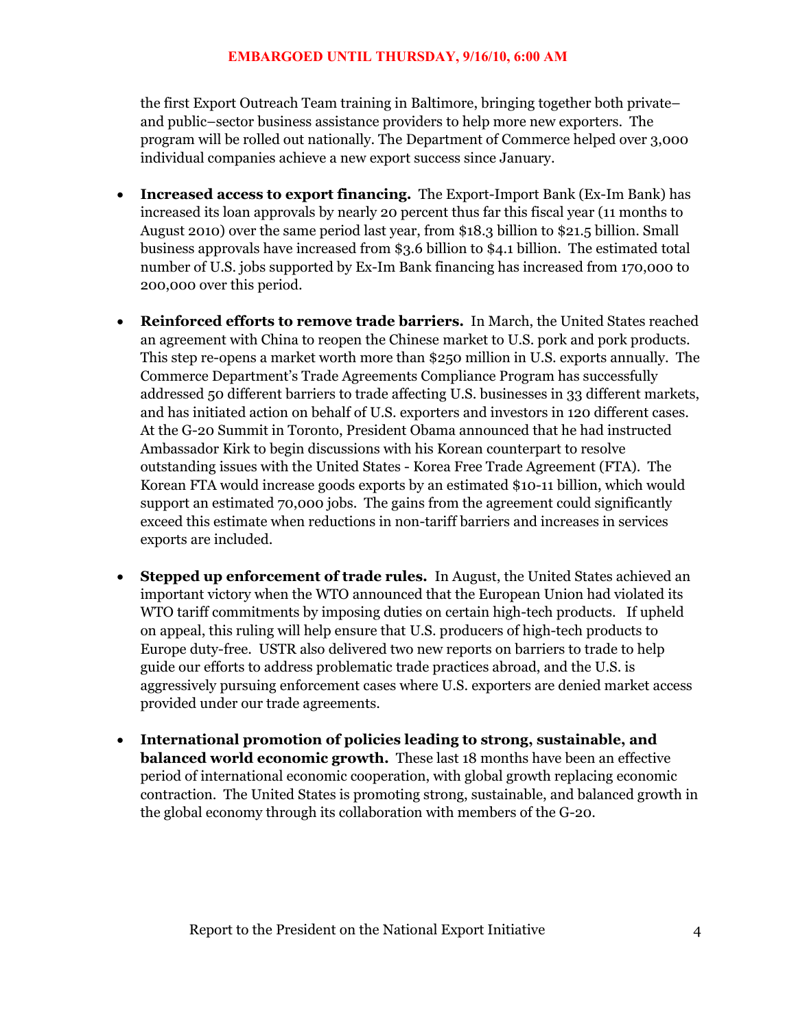the first Export Outreach Team training in Baltimore, bringing together both private– and public–sector business assistance providers to help more new exporters. The program will be rolled out nationally. The Department of Commerce helped over 3,000 individual companies achieve a new export success since January.

- **Increased access to export financing.** The Export-Import Bank (Ex-Im Bank) has increased its loan approvals by nearly 20 percent thus far this fiscal year (11 months to August 2010) over the same period last year, from $18.3 billion to $21.5 billion. Small business approvals have increased from $3.6 billion to $4.1 billion. The estimated total number of U.S. jobs supported by Ex-Im Bank financing has increased from 170,000 to 200,000 over this period.

- **Reinforced efforts to remove trade barriers.** In March, the United States reached an agreement with China to reopen the Chinese market to U.S. pork and pork products. This step re-opens a market worth more than $250 million in U.S. exports annually. The Commerce Department's Trade Agreements Compliance Program has successfully addressed 50 different barriers to trade affecting U.S. businesses in 33 different markets, and has initiated action on behalf of U.S. exporters and investors in 120 different cases. At the G-20 Summit in Toronto, President Obama announced that he had instructed Ambassador Kirk to begin discussions with his Korean counterpart to resolve outstanding issues with the United States - Korea Free Trade Agreement (FTA). The Korean FTA would increase goods exports by an estimated $10-11 billion, which would support an estimated 70,000 jobs. The gains from the agreement could significantly exceed this estimate when reductions in non-tariff barriers and increases in services exports are included.

- **Stepped up enforcement of trade rules.** In August, the United States achieved an important victory when the WTO announced that the European Union had violated its WTO tariff commitments by imposing duties on certain high-tech products. If upheld on appeal, this ruling will help ensure that U.S. producers of high-tech products to Europe duty-free. USTR also delivered two new reports on barriers to trade to help guide our efforts to address problematic trade practices abroad, and the U.S. is aggressively pursuing enforcement cases where U.S. exporters are denied market access provided under our trade agreements.

- **International promotion of policies leading to strong, sustainable, and balanced world economic growth.** These last 18 months have been an effective period of international economic cooperation, with global growth replacing economic contraction. The United States is promoting strong, sustainable, and balanced growth in the global economy through its collaboration with members of the G-20.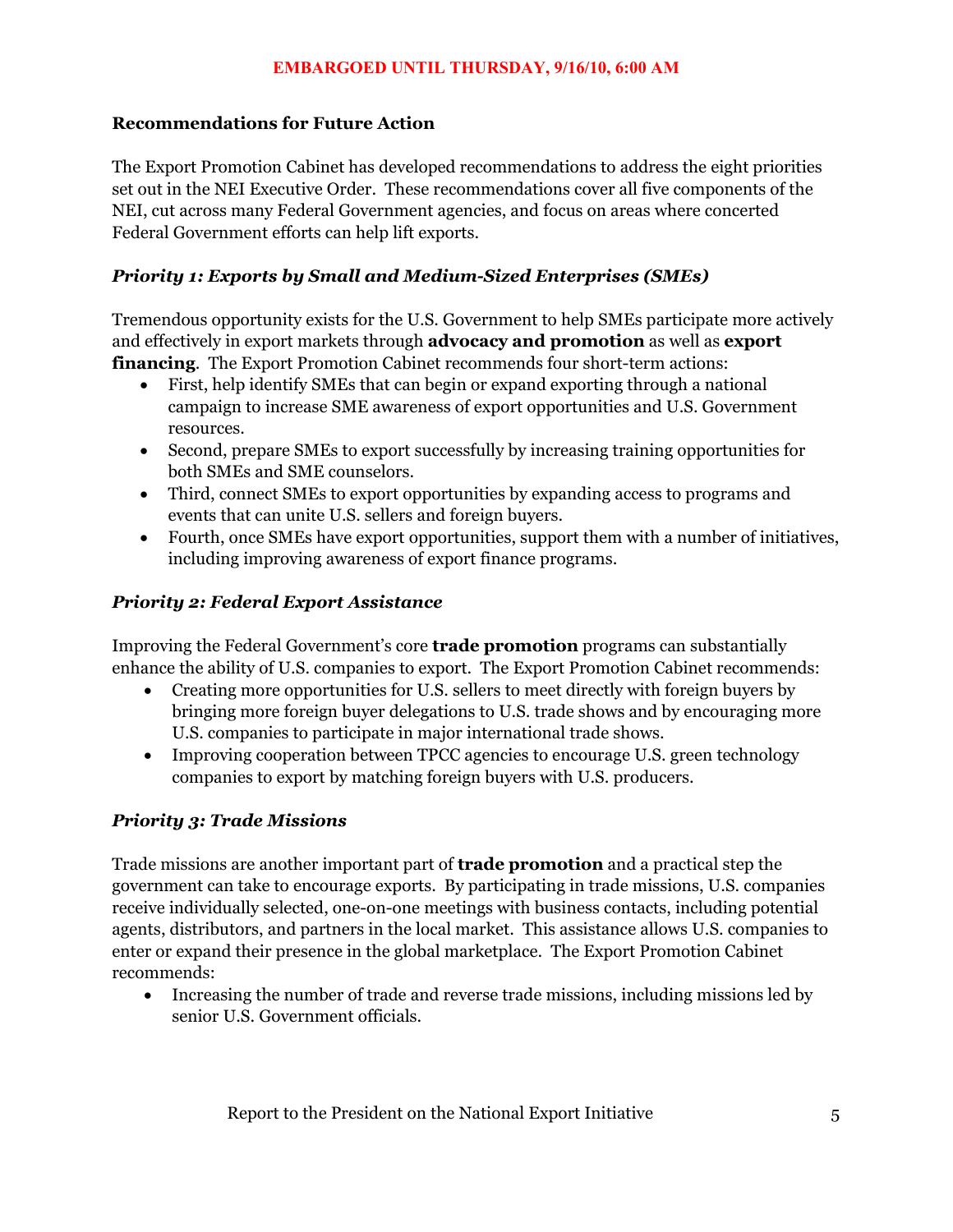EMBARGOED UNTIL THURSDAY, 9/16/10, 6:00 AM

## Recommendations for Future Action

The Export Promotion Cabinet has developed recommendations to address the eight priorities set out in the NEI Executive Order. These recommendations cover all five components of the NEI, cut across many Federal Government agencies, and focus on areas where concerted Federal Government efforts can help lift exports.

### *Priority 1: Exports by Small and Medium-Sized Enterprises (SMEs)*

Tremendous opportunity exists for the U.S. Government to help SMEs participate more actively and effectively in export markets through **advocacy and promotion** as well as **export financing**. The Export Promotion Cabinet recommends four short-term actions:

- First, help identify SMEs that can begin or expand exporting through a national campaign to increase SME awareness of export opportunities and U.S. Government resources.
- Second, prepare SMEs to export successfully by increasing training opportunities for both SMEs and SME counselors.
- Third, connect SMEs to export opportunities by expanding access to programs and events that can unite U.S. sellers and foreign buyers.
- Fourth, once SMEs have export opportunities, support them with a number of initiatives, including improving awareness of export finance programs.

### *Priority 2: Federal Export Assistance*

Improving the Federal Government's core **trade promotion** programs can substantially enhance the ability of U.S. companies to export. The Export Promotion Cabinet recommends:

- Creating more opportunities for U.S. sellers to meet directly with foreign buyers by bringing more foreign buyer delegations to U.S. trade shows and by encouraging more U.S. companies to participate in major international trade shows.
- Improving cooperation between TPCC agencies to encourage U.S. green technology companies to export by matching foreign buyers with U.S. producers.

### *Priority 3: Trade Missions*

Trade missions are another important part of **trade promotion** and a practical step the government can take to encourage exports. By participating in trade missions, U.S. companies receive individually selected, one-on-one meetings with business contacts, including potential agents, distributors, and partners in the local market. This assistance allows U.S. companies to enter or expand their presence in the global marketplace. The Export Promotion Cabinet recommends:

- Increasing the number of trade and reverse trade missions, including missions led by senior U.S. Government officials.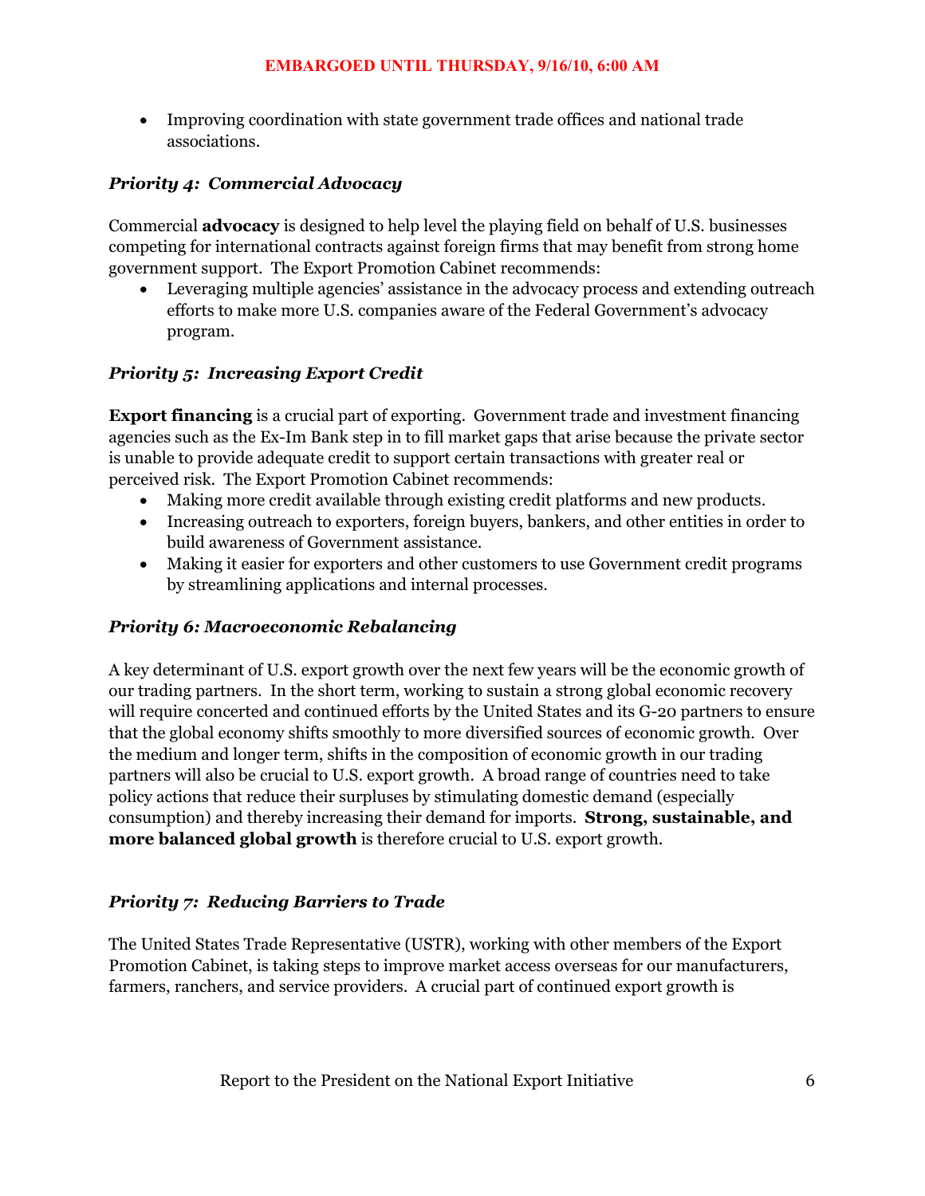- Improving coordination with state government trade offices and national trade associations.

### *Priority 4: Commercial Advocacy*

Commercial **advocacy** is designed to help level the playing field on behalf of U.S. businesses competing for international contracts against foreign firms that may benefit from strong home government support. The Export Promotion Cabinet recommends:

- Leveraging multiple agencies' assistance in the advocacy process and extending outreach efforts to make more U.S. companies aware of the Federal Government's advocacy program.

### *Priority 5: Increasing Export Credit*

**Export financing** is a crucial part of exporting. Government trade and investment financing agencies such as the Ex-Im Bank step in to fill market gaps that arise because the private sector is unable to provide adequate credit to support certain transactions with greater real or perceived risk. The Export Promotion Cabinet recommends:

- Making more credit available through existing credit platforms and new products.
- Increasing outreach to exporters, foreign buyers, bankers, and other entities in order to build awareness of Government assistance.
- Making it easier for exporters and other customers to use Government credit programs by streamlining applications and internal processes.

### *Priority 6: Macroeconomic Rebalancing*

A key determinant of U.S. export growth over the next few years will be the economic growth of our trading partners. In the short term, working to sustain a strong global economic recovery will require concerted and continued efforts by the United States and its G-20 partners to ensure that the global economy shifts smoothly to more diversified sources of economic growth. Over the medium and longer term, shifts in the composition of economic growth in our trading partners will also be crucial to U.S. export growth. A broad range of countries need to take policy actions that reduce their surpluses by stimulating domestic demand (especially consumption) and thereby increasing their demand for imports. **Strong, sustainable, and more balanced global growth** is therefore crucial to U.S. export growth.

### *Priority 7: Reducing Barriers to Trade*

The United States Trade Representative (USTR), working with other members of the Export Promotion Cabinet, is taking steps to improve market access overseas for our manufacturers, farmers, ranchers, and service providers. A crucial part of continued export growth is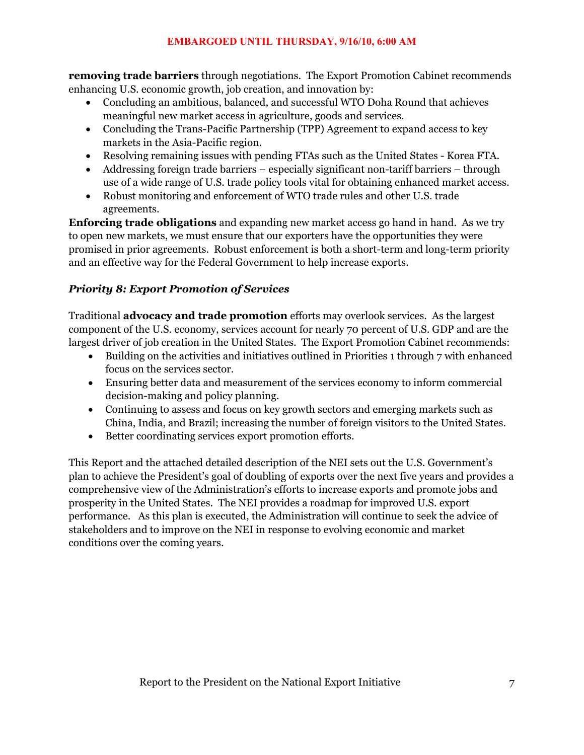**removing trade barriers** through negotiations. The Export Promotion Cabinet recommends enhancing U.S. economic growth, job creation, and innovation by:

- Concluding an ambitious, balanced, and successful WTO Doha Round that achieves meaningful new market access in agriculture, goods and services.
- Concluding the Trans-Pacific Partnership (TPP) Agreement to expand access to key markets in the Asia-Pacific region.
- Resolving remaining issues with pending FTAs such as the United States - Korea FTA.
- Addressing foreign trade barriers – especially significant non-tariff barriers – through use of a wide range of U.S. trade policy tools vital for obtaining enhanced market access.
- Robust monitoring and enforcement of WTO trade rules and other U.S. trade agreements.

**Enforcing trade obligations** and expanding new market access go hand in hand. As we try to open new markets, we must ensure that our exporters have the opportunities they were promised in prior agreements. Robust enforcement is both a short-term and long-term priority and an effective way for the Federal Government to help increase exports.

### *Priority 8: Export Promotion of Services*

Traditional **advocacy and trade promotion** efforts may overlook services. As the largest component of the U.S. economy, services account for nearly 70 percent of U.S. GDP and are the largest driver of job creation in the United States. The Export Promotion Cabinet recommends:

- Building on the activities and initiatives outlined in Priorities 1 through 7 with enhanced focus on the services sector.
- Ensuring better data and measurement of the services economy to inform commercial decision-making and policy planning.
- Continuing to assess and focus on key growth sectors and emerging markets such as China, India, and Brazil; increasing the number of foreign visitors to the United States.
- Better coordinating services export promotion efforts.

This Report and the attached detailed description of the NEI sets out the U.S. Government's plan to achieve the President's goal of doubling of exports over the next five years and provides a comprehensive view of the Administration's efforts to increase exports and promote jobs and prosperity in the United States. The NEI provides a roadmap for improved U.S. export performance. As this plan is executed, the Administration will continue to seek the advice of stakeholders and to improve on the NEI in response to evolving economic and market conditions over the coming years.